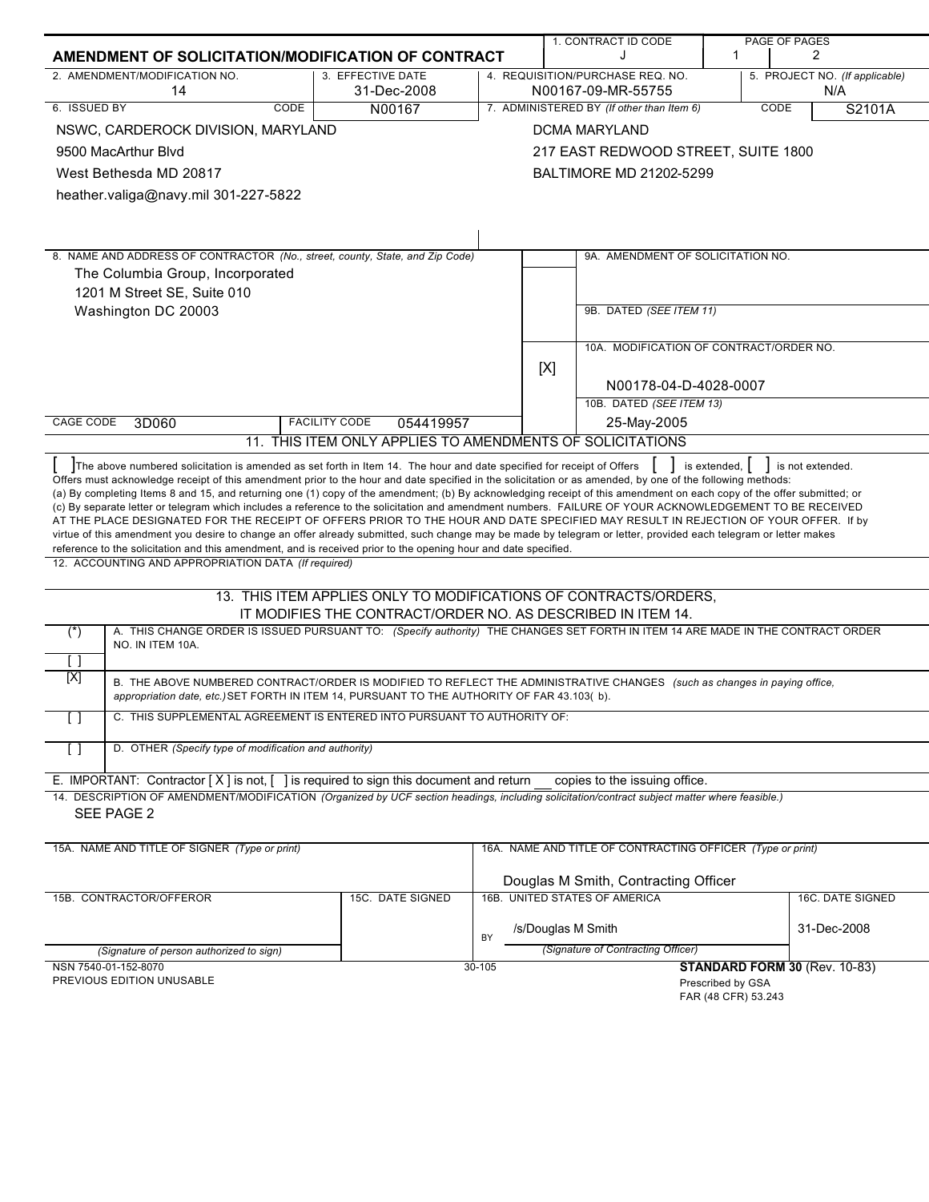# AMENDMENT OF SOLICITATION/MODIFICATION OF CONTRACT

| 1. CONTRACT ID CODE | PAGE OF PAGES | |
|---|---|---|
| J | 1 | 2 |

| 2. AMENDMENT/MODIFICATION NO. | 3. EFFECTIVE DATE | 4. REQUISITION/PURCHASE REQ. NO. | 5. PROJECT NO. *(If applicable)* |
|---|---|---|---|
| 14 | 31-Dec-2008 | N00167-09-MR-55755 | N/A |

| 6. ISSUED BY | CODE N00167 | 7. ADMINISTERED BY *(If other than Item 6)* | CODE S2101A |
|---|---|---|---|
| NSWC, CARDEROCK DIVISION, MARYLAND<br>9500 MacArthur Blvd<br>West Bethesda MD 20817<br>heather.valiga@navy.mil 301-227-5822 | | DCMA MARYLAND<br>217 EAST REDWOOD STREET, SUITE 1800<br>BALTIMORE MD 21202-5299 | |

8. NAME AND ADDRESS OF CONTRACTOR *(No., street, county, State, and Zip Code)*

The Columbia Group, Incorporated
1201 M Street SE, Suite 010
Washington DC 20003

CAGE CODE 3D060 FACILITY CODE 054419957

9A. AMENDMENT OF SOLICITATION NO.

9B. DATED *(SEE ITEM 11)*

[X] 10A. MODIFICATION OF CONTRACT/ORDER NO.
N00178-04-D-4028-0007

10B. DATED *(SEE ITEM 13)*
25-May-2005

## 11. THIS ITEM ONLY APPLIES TO AMENDMENTS OF SOLICITATIONS

[ ] The above numbered solicitation is amended as set forth in Item 14. The hour and date specified for receipt of Offers [ ] is extended, [ ] is not extended.
Offers must acknowledge receipt of this amendment prior to the hour and date specified in the solicitation or as amended, by one of the following methods:
(a) By completing Items 8 and 15, and returning one (1) copy of the amendment; (b) By acknowledging receipt of this amendment on each copy of the offer submitted; or (c) By separate letter or telegram which includes a reference to the solicitation and amendment numbers. FAILURE OF YOUR ACKNOWLEDGEMENT TO BE RECEIVED AT THE PLACE DESIGNATED FOR THE RECEIPT OF OFFERS PRIOR TO THE HOUR AND DATE SPECIFIED MAY RESULT IN REJECTION OF YOUR OFFER. If by virtue of this amendment you desire to change an offer already submitted, such change may be made by telegram or letter, provided each telegram or letter makes reference to the solicitation and this amendment, and is received prior to the opening hour and date specified.

12. ACCOUNTING AND APPROPRIATION DATA *(If required)*

## 13. THIS ITEM APPLIES ONLY TO MODIFICATIONS OF CONTRACTS/ORDERS, IT MODIFIES THE CONTRACT/ORDER NO. AS DESCRIBED IN ITEM 14.

| | |
|---|---|
| (*)<br>[ ] | A. THIS CHANGE ORDER IS ISSUED PURSUANT TO: *(Specify authority)* THE CHANGES SET FORTH IN ITEM 14 ARE MADE IN THE CONTRACT ORDER NO. IN ITEM 10A. |
| [X] | B. THE ABOVE NUMBERED CONTRACT/ORDER IS MODIFIED TO REFLECT THE ADMINISTRATIVE CHANGES *(such as changes in paying office, appropriation date, etc.)* SET FORTH IN ITEM 14, PURSUANT TO THE AUTHORITY OF FAR 43.103( b). |
| [ ] | C. THIS SUPPLEMENTAL AGREEMENT IS ENTERED INTO PURSUANT TO AUTHORITY OF: |
| [ ] | D. OTHER *(Specify type of modification and authority)* |

E. IMPORTANT: Contractor [ X ] is not, [ ] is required to sign this document and return ___ copies to the issuing office.

14. DESCRIPTION OF AMENDMENT/MODIFICATION *(Organized by UCF section headings, including solicitation/contract subject matter where feasible.)*

SEE PAGE 2

| 15A. NAME AND TITLE OF SIGNER *(Type or print)* | | 16A. NAME AND TITLE OF CONTRACTING OFFICER *(Type or print)* | |
|---|---|---|---|
| | | Douglas M Smith, Contracting Officer | |
| 15B. CONTRACTOR/OFFEROR | 15C. DATE SIGNED | 16B. UNITED STATES OF AMERICA | 16C. DATE SIGNED |
| *(Signature of person authorized to sign)* | | BY /s/Douglas M Smith<br>*(Signature of Contracting Officer)* | 31-Dec-2008 |

NSN 7540-01-152-8070
PREVIOUS EDITION UNUSABLE

30-105

**STANDARD FORM 30** (Rev. 10-83)
Prescribed by GSA
FAR (48 CFR) 53.243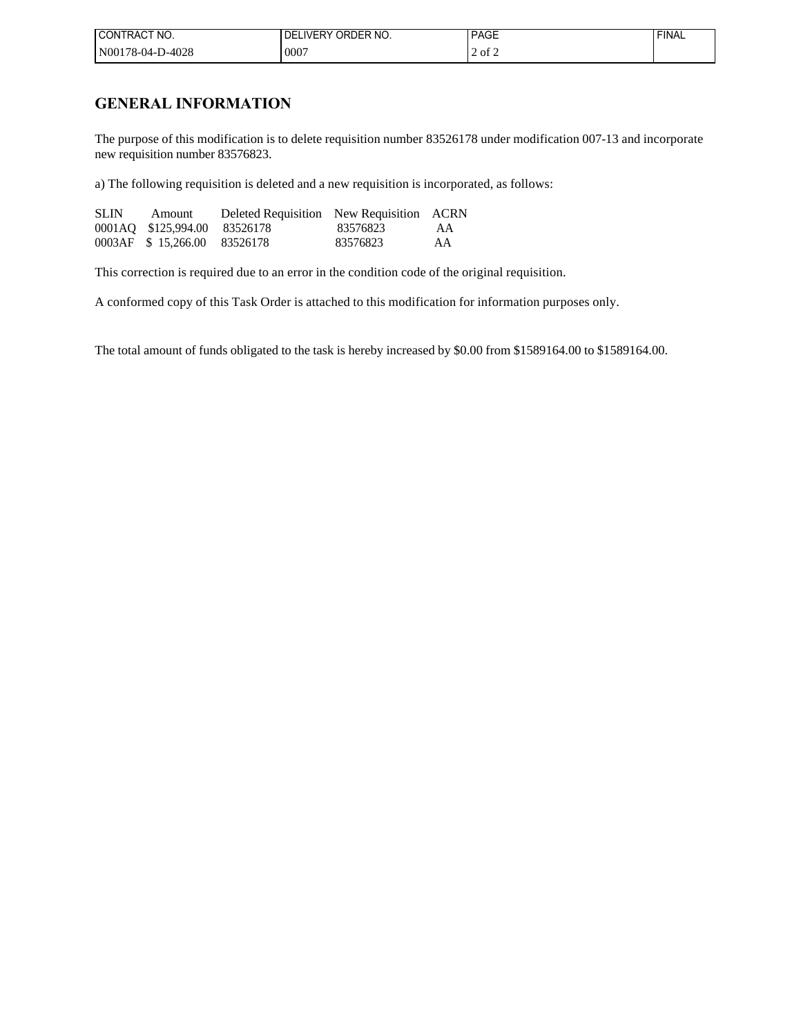| CONTRACT NO. | DELIVERY ORDER NO. | PAGE | FINAL |
| --- | --- | --- | --- |
| N00178-04-D-4028 | 0007 | 2 of 2 | |

## GENERAL INFORMATION

The purpose of this modification is to delete requisition number 83526178 under modification 007-13 and incorporate new requisition number 83576823.

a) The following requisition is deleted and a new requisition is incorporated, as follows:

| SLIN | Amount | Deleted Requisition | New Requisition | ACRN |
| --- | --- | --- | --- | --- |
| 0001AQ | $125,994.00 | 83526178 | 83576823 | AA |
| 0003AF | $ 15,266.00 | 83526178 | 83576823 | AA |

This correction is required due to an error in the condition code of the original requisition.

A conformed copy of this Task Order is attached to this modification for information purposes only.

The total amount of funds obligated to the task is hereby increased by $0.00 from $1589164.00 to $1589164.00.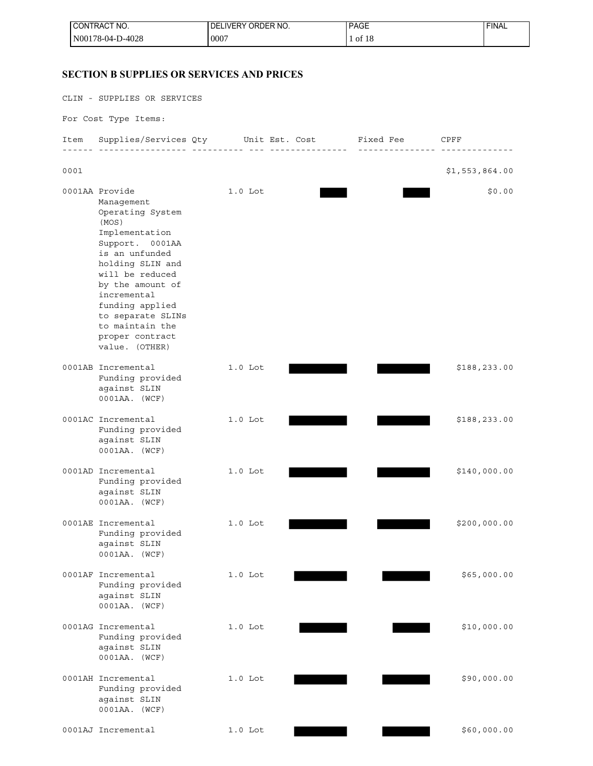## SECTION B SUPPLIES OR SERVICES AND PRICES

CLIN - SUPPLIES OR SERVICES

For Cost Type Items:

| Item | Supplies/Services | Qty | Unit | Est. Cost | Fixed Fee | CPFF |
|---|---|---|---|---|---|---|
| 0001 | | | | | | $1,553,864.00 |
| 0001AA | Provide Management Operating System (MOS) Implementation Support. 0001AA is an unfunded holding SLIN and will be reduced by the amount of incremental funding applied to separate SLINs to maintain the proper contract value. (OTHER) | 1.0 | Lot | | | $0.00 |
| 0001AB | Incremental Funding provided against SLIN 0001AA. (WCF) | 1.0 | Lot | | | $188,233.00 |
| 0001AC | Incremental Funding provided against SLIN 0001AA. (WCF) | 1.0 | Lot | | | $188,233.00 |
| 0001AD | Incremental Funding provided against SLIN 0001AA. (WCF) | 1.0 | Lot | | | $140,000.00 |
| 0001AE | Incremental Funding provided against SLIN 0001AA. (WCF) | 1.0 | Lot | | | $200,000.00 |
| 0001AF | Incremental Funding provided against SLIN 0001AA. (WCF) | 1.0 | Lot | | | $65,000.00 |
| 0001AG | Incremental Funding provided against SLIN 0001AA. (WCF) | 1.0 | Lot | | | $10,000.00 |
| 0001AH | Incremental Funding provided against SLIN 0001AA. (WCF) | 1.0 | Lot | | | $90,000.00 |
| 0001AJ | Incremental | 1.0 | Lot | | | $60,000.00 |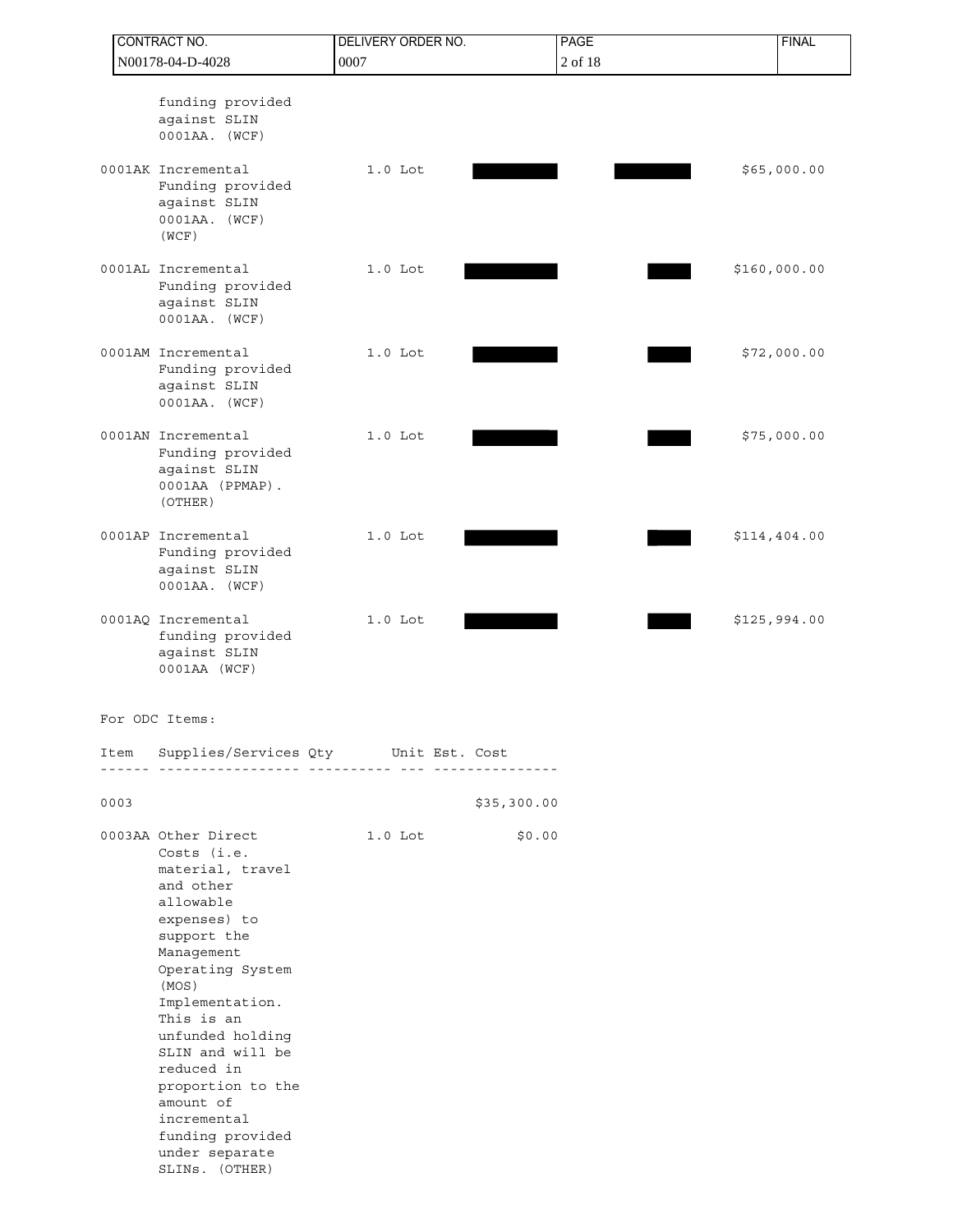| Item | Supplies/Services | Qty | Unit | Unit Price | Amount | Total |
|---|---|---|---|---|---|---|
| | funding provided against SLIN 0001AA. (WCF) | | | | | |
| 0001AK | Incremental Funding provided against SLIN 0001AA. (WCF) (WCF) | 1.0 | Lot | [redacted] | [redacted] | $65,000.00 |
| 0001AL | Incremental Funding provided against SLIN 0001AA. (WCF) | 1.0 | Lot | [redacted] | [redacted] | $160,000.00 |
| 0001AM | Incremental Funding provided against SLIN 0001AA. (WCF) | 1.0 | Lot | [redacted] | [redacted] | $72,000.00 |
| 0001AN | Incremental Funding provided against SLIN 0001AA (PPMAP). (OTHER) | 1.0 | Lot | [redacted] | [redacted] | $75,000.00 |
| 0001AP | Incremental Funding provided against SLIN 0001AA. (WCF) | 1.0 | Lot | [redacted] | [redacted] | $114,404.00 |
| 0001AQ | Incremental funding provided against SLIN 0001AA (WCF) | 1.0 | Lot | [redacted] | [redacted] | $125,994.00 |

For ODC Items:

| Item | Supplies/Services | Qty | Unit | Est. Cost |
|---|---|---|---|---|
| 0003 | | | | $35,300.00 |
| 0003AA | Other Direct Costs (i.e. material, travel and other allowable expenses) to support the Management Operating System (MOS) Implementation. This is an unfunded holding SLIN and will be reduced in proportion to the amount of incremental funding provided under separate SLINs. (OTHER) | 1.0 | Lot | $0.00 |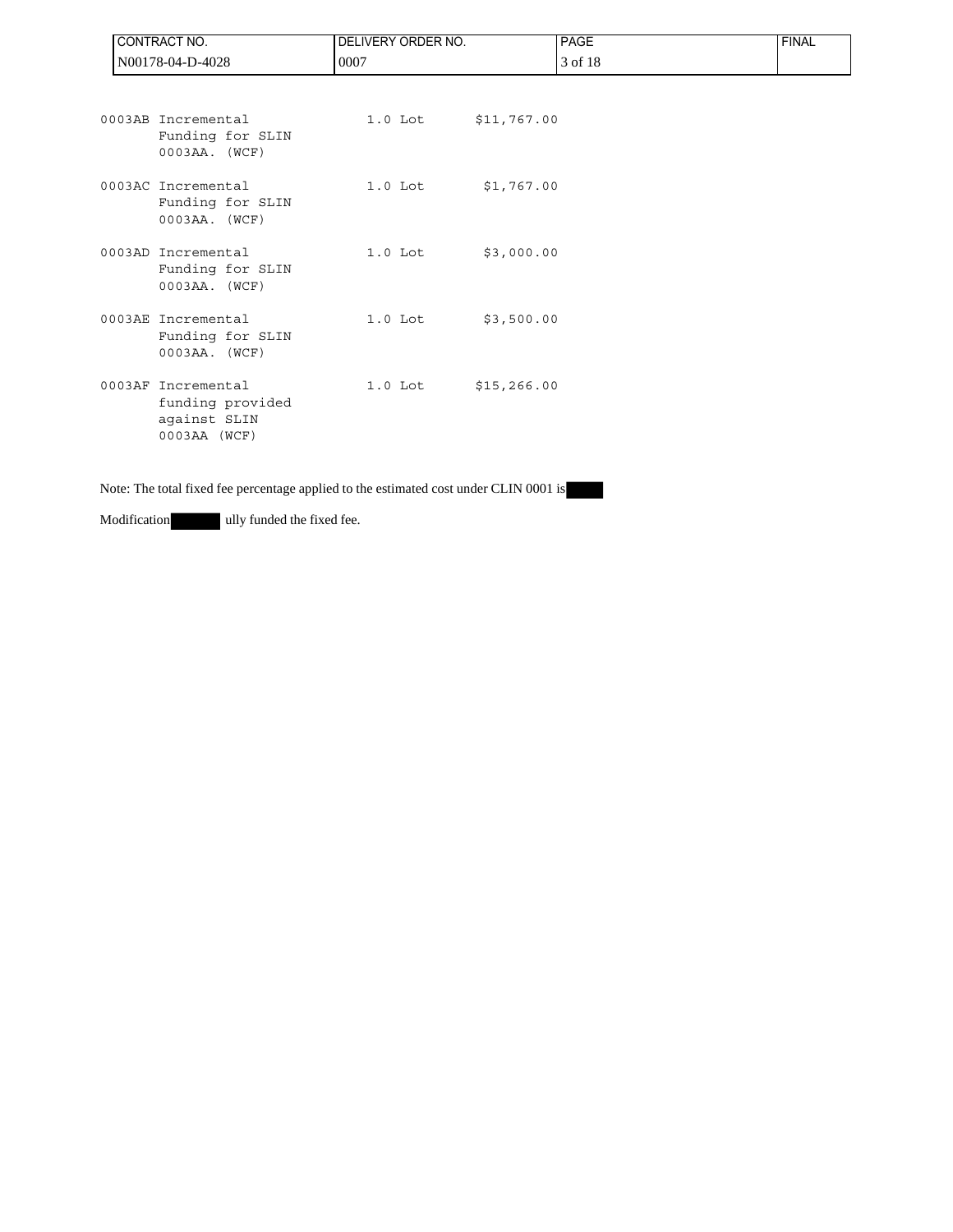| Item | Description | Quantity | Amount |
| --- | --- | --- | --- |
| 0003AB | Incremental Funding for SLIN 0003AA. (WCF) | 1.0 Lot | $11,767.00 |
| 0003AC | Incremental Funding for SLIN 0003AA. (WCF) | 1.0 Lot | $1,767.00 |
| 0003AD | Incremental Funding for SLIN 0003AA. (WCF) | 1.0 Lot | $3,000.00 |
| 0003AE | Incremental Funding for SLIN 0003AA. (WCF) | 1.0 Lot | $3,500.00 |
| 0003AF | Incremental funding provided against SLIN 0003AA (WCF) | 1.0 Lot | $15,266.00 |

Note: The total fixed fee percentage applied to the estimated cost under CLIN 0001 is [redacted]

Modification [redacted] ully funded the fixed fee.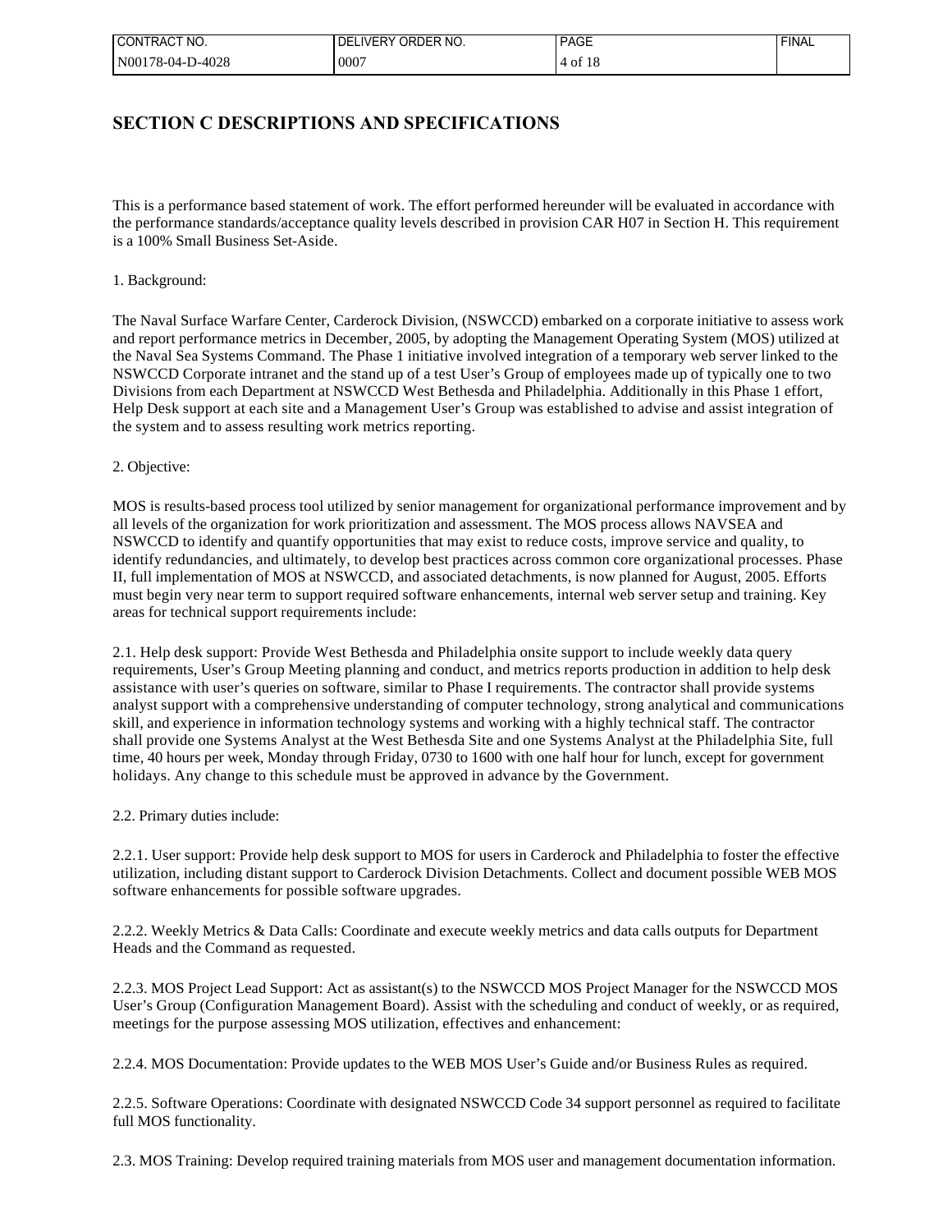## SECTION C DESCRIPTIONS AND SPECIFICATIONS

This is a performance based statement of work. The effort performed hereunder will be evaluated in accordance with the performance standards/acceptance quality levels described in provision CAR H07 in Section H. This requirement is a 100% Small Business Set-Aside.

1. Background:

The Naval Surface Warfare Center, Carderock Division, (NSWCCD) embarked on a corporate initiative to assess work and report performance metrics in December, 2005, by adopting the Management Operating System (MOS) utilized at the Naval Sea Systems Command. The Phase 1 initiative involved integration of a temporary web server linked to the NSWCCD Corporate intranet and the stand up of a test User's Group of employees made up of typically one to two Divisions from each Department at NSWCCD West Bethesda and Philadelphia. Additionally in this Phase 1 effort, Help Desk support at each site and a Management User's Group was established to advise and assist integration of the system and to assess resulting work metrics reporting.

2. Objective:

MOS is results-based process tool utilized by senior management for organizational performance improvement and by all levels of the organization for work prioritization and assessment. The MOS process allows NAVSEA and NSWCCD to identify and quantify opportunities that may exist to reduce costs, improve service and quality, to identify redundancies, and ultimately, to develop best practices across common core organizational processes. Phase II, full implementation of MOS at NSWCCD, and associated detachments, is now planned for August, 2005. Efforts must begin very near term to support required software enhancements, internal web server setup and training. Key areas for technical support requirements include:

2.1. Help desk support: Provide West Bethesda and Philadelphia onsite support to include weekly data query requirements, User's Group Meeting planning and conduct, and metrics reports production in addition to help desk assistance with user's queries on software, similar to Phase I requirements. The contractor shall provide systems analyst support with a comprehensive understanding of computer technology, strong analytical and communications skill, and experience in information technology systems and working with a highly technical staff. The contractor shall provide one Systems Analyst at the West Bethesda Site and one Systems Analyst at the Philadelphia Site, full time, 40 hours per week, Monday through Friday, 0730 to 1600 with one half hour for lunch, except for government holidays. Any change to this schedule must be approved in advance by the Government.

2.2. Primary duties include:

2.2.1. User support: Provide help desk support to MOS for users in Carderock and Philadelphia to foster the effective utilization, including distant support to Carderock Division Detachments. Collect and document possible WEB MOS software enhancements for possible software upgrades.

2.2.2. Weekly Metrics & Data Calls: Coordinate and execute weekly metrics and data calls outputs for Department Heads and the Command as requested.

2.2.3. MOS Project Lead Support: Act as assistant(s) to the NSWCCD MOS Project Manager for the NSWCCD MOS User's Group (Configuration Management Board). Assist with the scheduling and conduct of weekly, or as required, meetings for the purpose assessing MOS utilization, effectives and enhancement:

2.2.4. MOS Documentation: Provide updates to the WEB MOS User's Guide and/or Business Rules as required.

2.2.5. Software Operations: Coordinate with designated NSWCCD Code 34 support personnel as required to facilitate full MOS functionality.

2.3. MOS Training: Develop required training materials from MOS user and management documentation information.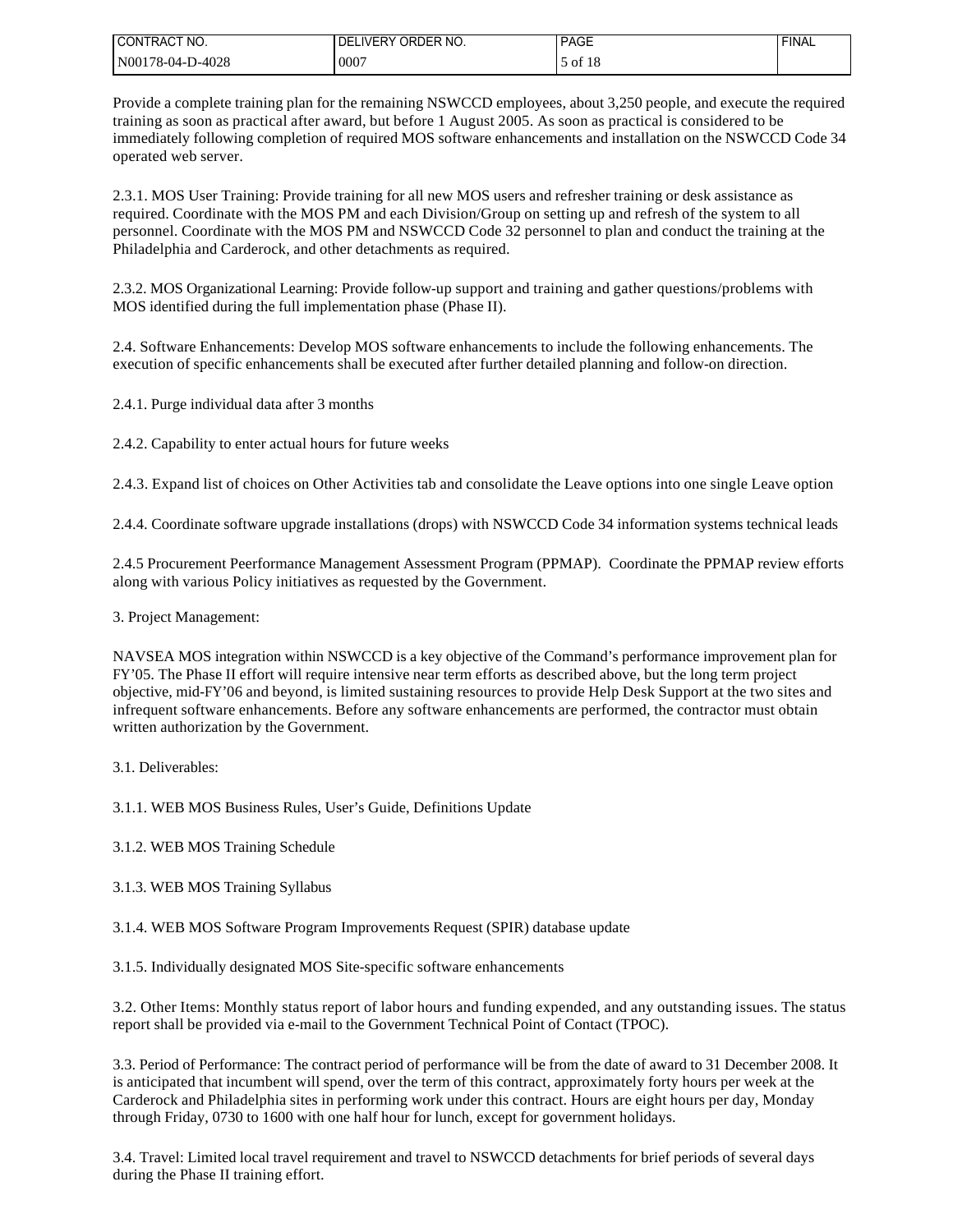Provide a complete training plan for the remaining NSWCCD employees, about 3,250 people, and execute the required training as soon as practical after award, but before 1 August 2005. As soon as practical is considered to be immediately following completion of required MOS software enhancements and installation on the NSWCCD Code 34 operated web server.

2.3.1. MOS User Training: Provide training for all new MOS users and refresher training or desk assistance as required. Coordinate with the MOS PM and each Division/Group on setting up and refresh of the system to all personnel. Coordinate with the MOS PM and NSWCCD Code 32 personnel to plan and conduct the training at the Philadelphia and Carderock, and other detachments as required.

2.3.2. MOS Organizational Learning: Provide follow-up support and training and gather questions/problems with MOS identified during the full implementation phase (Phase II).

2.4. Software Enhancements: Develop MOS software enhancements to include the following enhancements. The execution of specific enhancements shall be executed after further detailed planning and follow-on direction.

2.4.1. Purge individual data after 3 months

2.4.2. Capability to enter actual hours for future weeks

2.4.3. Expand list of choices on Other Activities tab and consolidate the Leave options into one single Leave option

2.4.4. Coordinate software upgrade installations (drops) with NSWCCD Code 34 information systems technical leads

2.4.5 Procurement Peerformance Management Assessment Program (PPMAP). Coordinate the PPMAP review efforts along with various Policy initiatives as requested by the Government.

3. Project Management:

NAVSEA MOS integration within NSWCCD is a key objective of the Command's performance improvement plan for FY'05. The Phase II effort will require intensive near term efforts as described above, but the long term project objective, mid-FY'06 and beyond, is limited sustaining resources to provide Help Desk Support at the two sites and infrequent software enhancements. Before any software enhancements are performed, the contractor must obtain written authorization by the Government.

3.1. Deliverables:

3.1.1. WEB MOS Business Rules, User's Guide, Definitions Update

3.1.2. WEB MOS Training Schedule

3.1.3. WEB MOS Training Syllabus

3.1.4. WEB MOS Software Program Improvements Request (SPIR) database update

3.1.5. Individually designated MOS Site-specific software enhancements

3.2. Other Items: Monthly status report of labor hours and funding expended, and any outstanding issues. The status report shall be provided via e-mail to the Government Technical Point of Contact (TPOC).

3.3. Period of Performance: The contract period of performance will be from the date of award to 31 December 2008. It is anticipated that incumbent will spend, over the term of this contract, approximately forty hours per week at the Carderock and Philadelphia sites in performing work under this contract. Hours are eight hours per day, Monday through Friday, 0730 to 1600 with one half hour for lunch, except for government holidays.

3.4. Travel: Limited local travel requirement and travel to NSWCCD detachments for brief periods of several days during the Phase II training effort.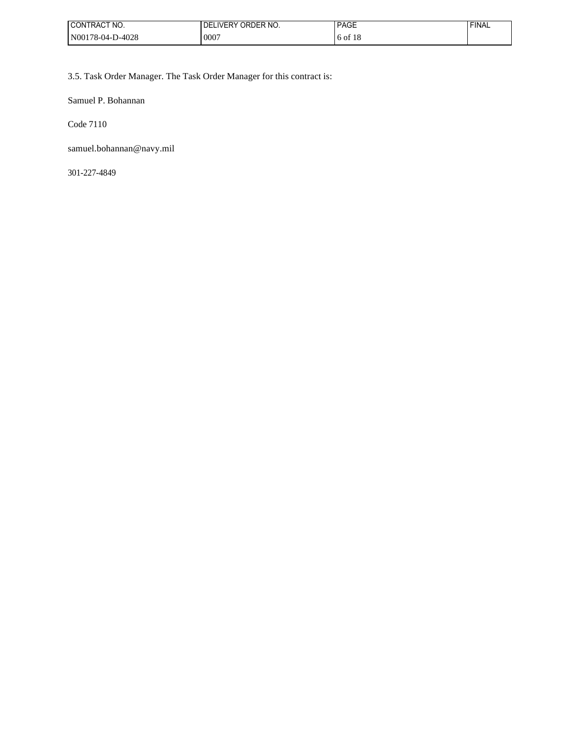3.5. Task Order Manager. The Task Order Manager for this contract is:

Samuel P. Bohannan

Code 7110

samuel.bohannan@navy.mil

301-227-4849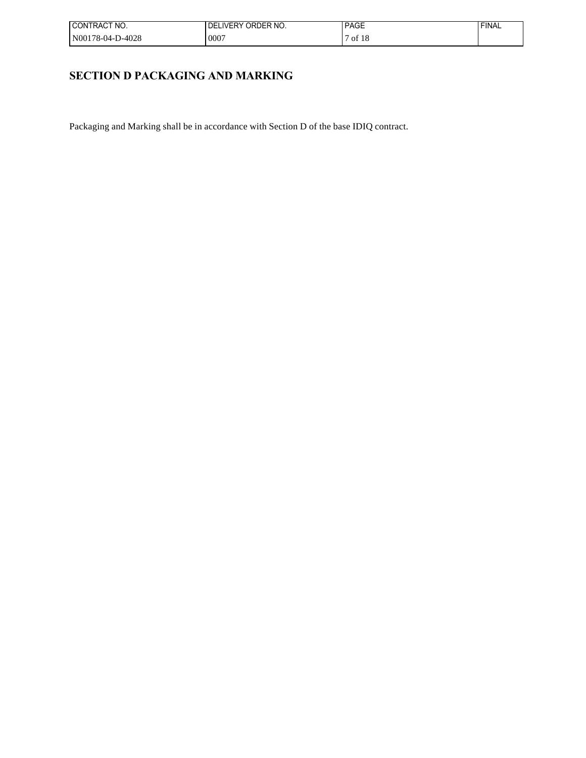# SECTION D PACKAGING AND MARKING

Packaging and Marking shall be in accordance with Section D of the base IDIQ contract.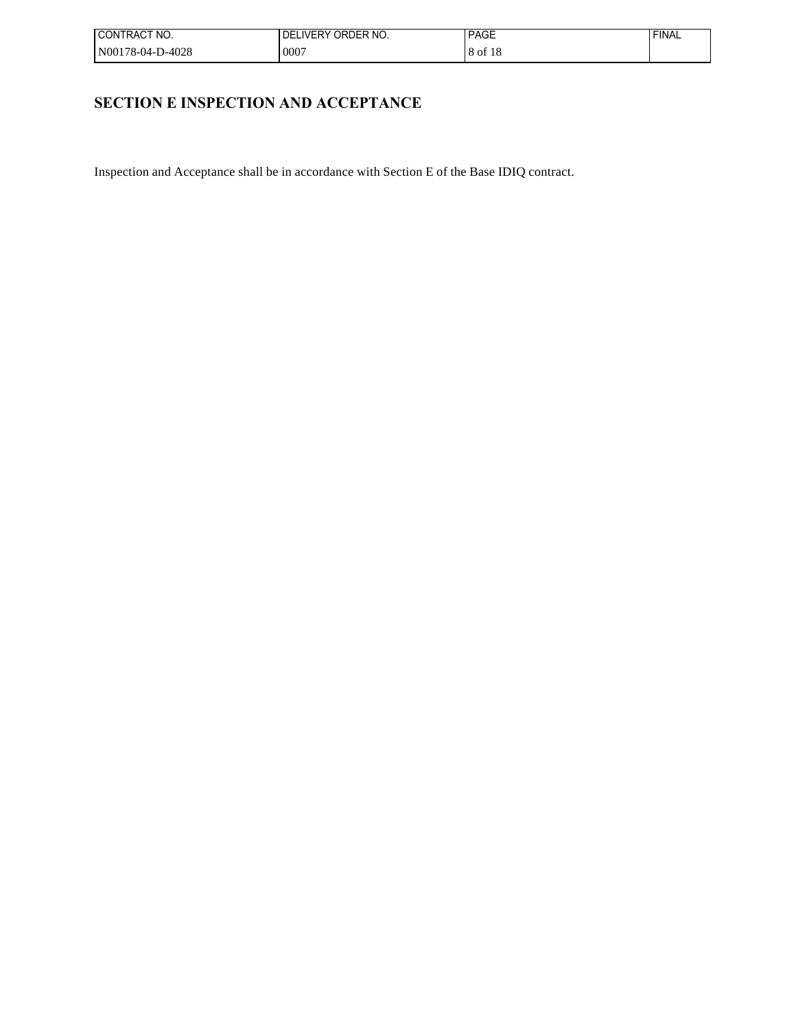## SECTION E INSPECTION AND ACCEPTANCE

Inspection and Acceptance shall be in accordance with Section E of the Base IDIQ contract.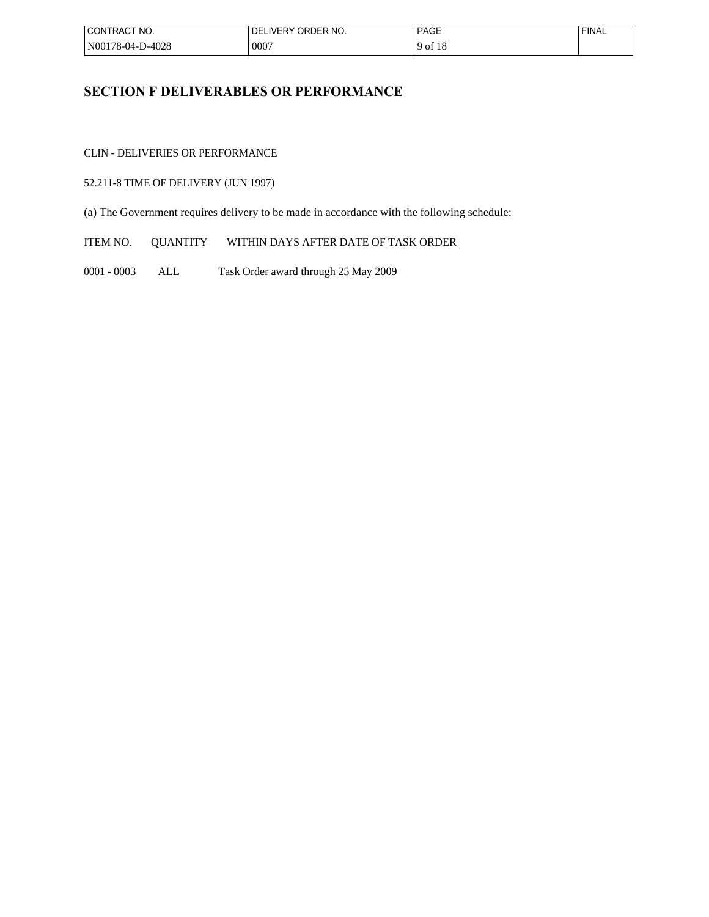## SECTION F DELIVERABLES OR PERFORMANCE

CLIN - DELIVERIES OR PERFORMANCE

52.211-8 TIME OF DELIVERY (JUN 1997)

(a) The Government requires delivery to be made in accordance with the following schedule:

| ITEM NO. | QUANTITY | WITHIN DAYS AFTER DATE OF TASK ORDER |
|---|---|---|
| 0001 - 0003 | ALL | Task Order award through 25 May 2009 |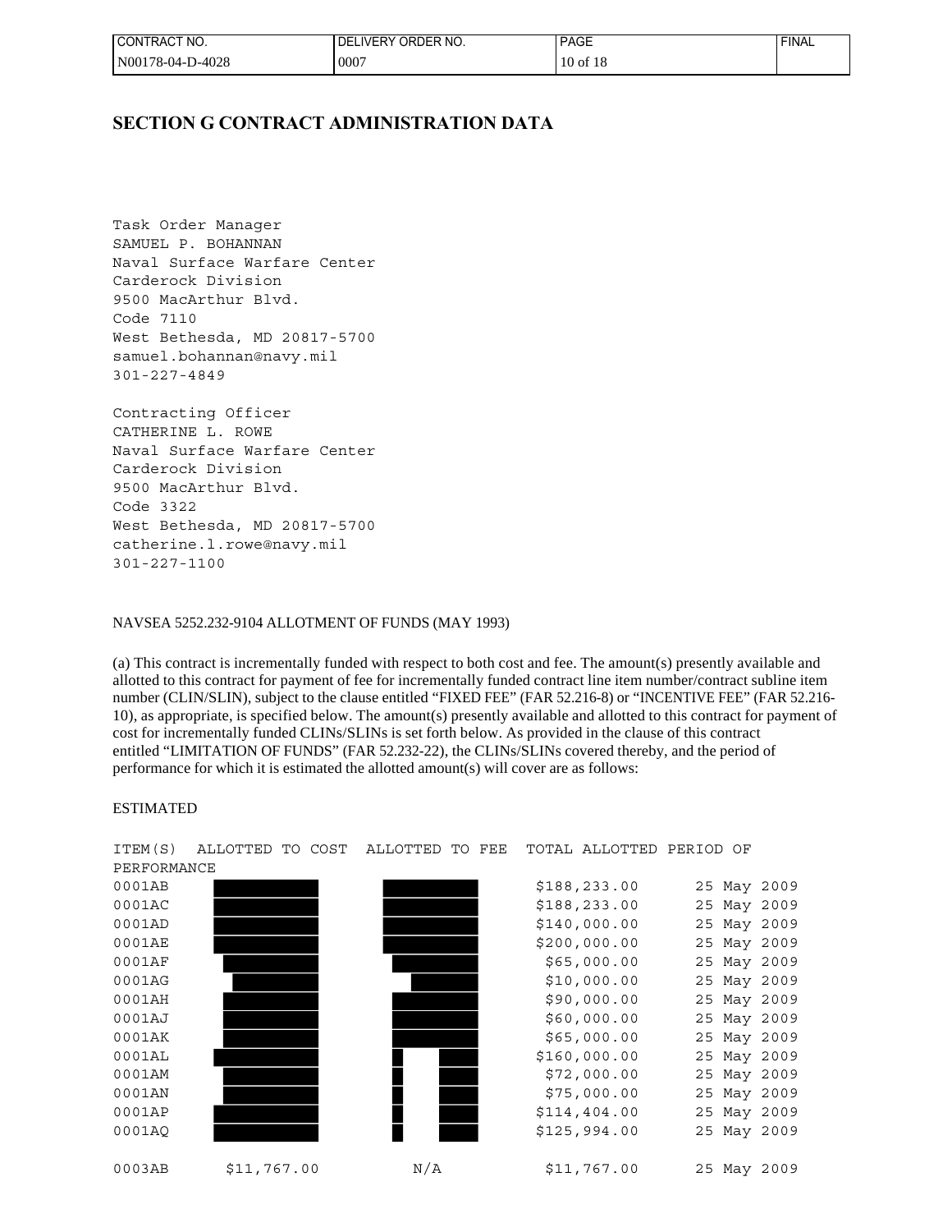# SECTION G CONTRACT ADMINISTRATION DATA

Task Order Manager
SAMUEL P. BOHANNAN
Naval Surface Warfare Center
Carderock Division
9500 MacArthur Blvd.
Code 7110
West Bethesda, MD 20817-5700
samuel.bohannan@navy.mil
301-227-4849

Contracting Officer
CATHERINE L. ROWE
Naval Surface Warfare Center
Carderock Division
9500 MacArthur Blvd.
Code 3322
West Bethesda, MD 20817-5700
catherine.l.rowe@navy.mil
301-227-1100

NAVSEA 5252.232-9104 ALLOTMENT OF FUNDS (MAY 1993)

(a) This contract is incrementally funded with respect to both cost and fee. The amount(s) presently available and allotted to this contract for payment of fee for incrementally funded contract line item number/contract subline item number (CLIN/SLIN), subject to the clause entitled "FIXED FEE" (FAR 52.216-8) or "INCENTIVE FEE" (FAR 52.216-10), as appropriate, is specified below. The amount(s) presently available and allotted to this contract for payment of cost for incrementally funded CLINs/SLINs is set forth below. As provided in the clause of this contract entitled "LIMITATION OF FUNDS" (FAR 52.232-22), the CLINs/SLINs covered thereby, and the period of performance for which it is estimated the allotted amount(s) will cover are as follows:

ESTIMATED

| ITEM(S) | ALLOTTED TO COST | ALLOTTED TO FEE | TOTAL ALLOTTED | PERIOD OF PERFORMANCE |
|---|---|---|---|---|
| 0001AB | | | $188,233.00 | 25 May 2009 |
| 0001AC | | | $188,233.00 | 25 May 2009 |
| 0001AD | | | $140,000.00 | 25 May 2009 |
| 0001AE | | | $200,000.00 | 25 May 2009 |
| 0001AF | | | $65,000.00 | 25 May 2009 |
| 0001AG | | | $10,000.00 | 25 May 2009 |
| 0001AH | | | $90,000.00 | 25 May 2009 |
| 0001AJ | | | $60,000.00 | 25 May 2009 |
| 0001AK | | | $65,000.00 | 25 May 2009 |
| 0001AL | | | $160,000.00 | 25 May 2009 |
| 0001AM | | | $72,000.00 | 25 May 2009 |
| 0001AN | | | $75,000.00 | 25 May 2009 |
| 0001AP | | | $114,404.00 | 25 May 2009 |
| 0001AQ | | | $125,994.00 | 25 May 2009 |
| 0003AB | $11,767.00 | N/A | $11,767.00 | 25 May 2009 |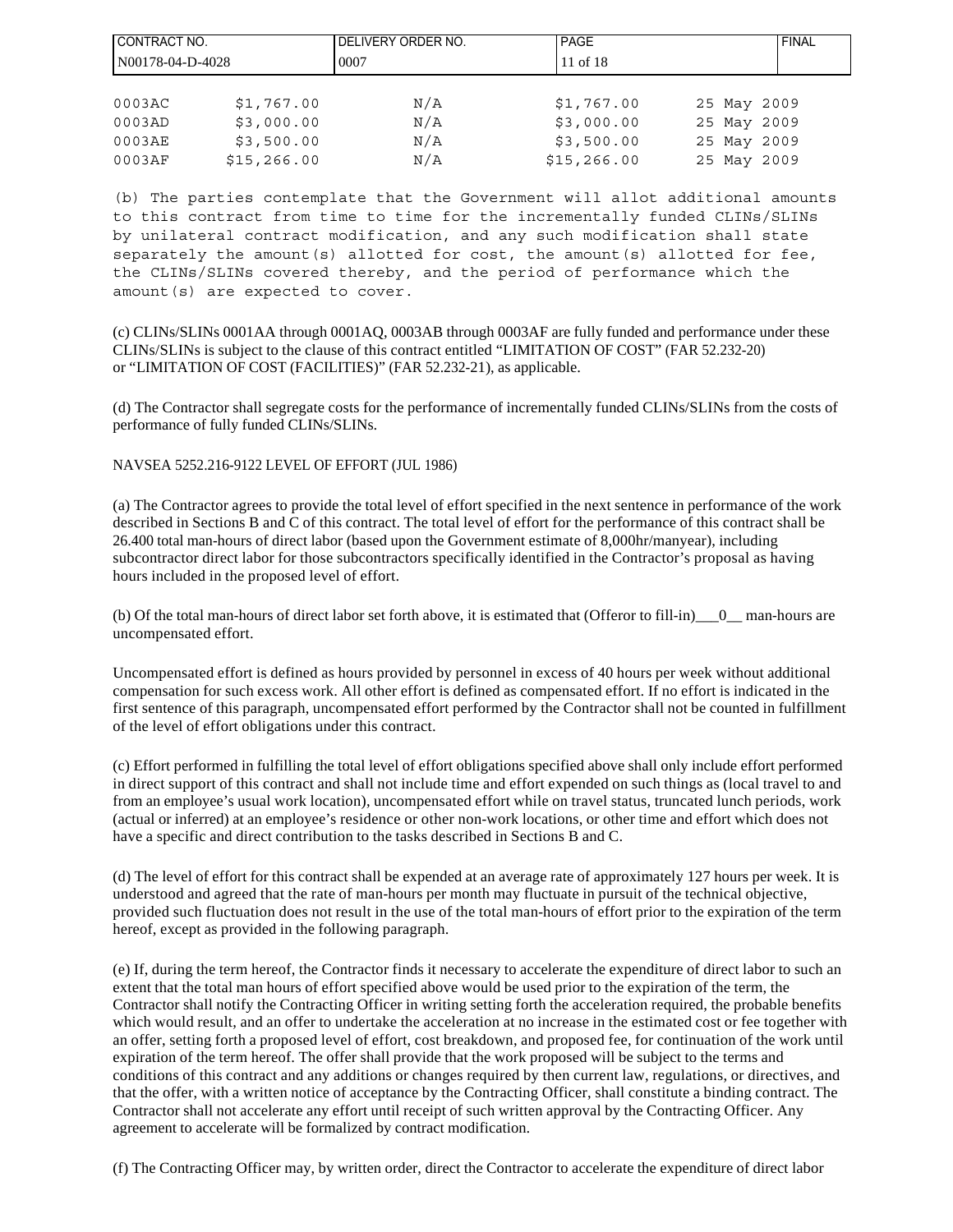| | | | | |
|---|---|---|---|---|
| 0003AC | $1,767.00 | N/A | $1,767.00 | 25 May 2009 |
| 0003AD | $3,000.00 | N/A | $3,000.00 | 25 May 2009 |
| 0003AE | $3,500.00 | N/A | $3,500.00 | 25 May 2009 |
| 0003AF | $15,266.00 | N/A | $15,266.00 | 25 May 2009 |

(b) The parties contemplate that the Government will allot additional amounts to this contract from time to time for the incrementally funded CLINs/SLINs by unilateral contract modification, and any such modification shall state separately the amount(s) allotted for cost, the amount(s) allotted for fee, the CLINs/SLINs covered thereby, and the period of performance which the amount(s) are expected to cover.

(c) CLINs/SLINs 0001AA through 0001AQ, 0003AB through 0003AF are fully funded and performance under these CLINs/SLINs is subject to the clause of this contract entitled "LIMITATION OF COST" (FAR 52.232-20) or "LIMITATION OF COST (FACILITIES)" (FAR 52.232-21), as applicable.

(d) The Contractor shall segregate costs for the performance of incrementally funded CLINs/SLINs from the costs of performance of fully funded CLINs/SLINs.

NAVSEA 5252.216-9122 LEVEL OF EFFORT (JUL 1986)

(a) The Contractor agrees to provide the total level of effort specified in the next sentence in performance of the work described in Sections B and C of this contract. The total level of effort for the performance of this contract shall be 26.400 total man-hours of direct labor (based upon the Government estimate of 8,000hr/manyear), including subcontractor direct labor for those subcontractors specifically identified in the Contractor's proposal as having hours included in the proposed level of effort.

(b) Of the total man-hours of direct labor set forth above, it is estimated that (Offeror to fill-in)\_\_\_0\_\_ man-hours are uncompensated effort.

Uncompensated effort is defined as hours provided by personnel in excess of 40 hours per week without additional compensation for such excess work. All other effort is defined as compensated effort. If no effort is indicated in the first sentence of this paragraph, uncompensated effort performed by the Contractor shall not be counted in fulfillment of the level of effort obligations under this contract.

(c) Effort performed in fulfilling the total level of effort obligations specified above shall only include effort performed in direct support of this contract and shall not include time and effort expended on such things as (local travel to and from an employee's usual work location), uncompensated effort while on travel status, truncated lunch periods, work (actual or inferred) at an employee's residence or other non-work locations, or other time and effort which does not have a specific and direct contribution to the tasks described in Sections B and C.

(d) The level of effort for this contract shall be expended at an average rate of approximately 127 hours per week. It is understood and agreed that the rate of man-hours per month may fluctuate in pursuit of the technical objective, provided such fluctuation does not result in the use of the total man-hours of effort prior to the expiration of the term hereof, except as provided in the following paragraph.

(e) If, during the term hereof, the Contractor finds it necessary to accelerate the expenditure of direct labor to such an extent that the total man hours of effort specified above would be used prior to the expiration of the term, the Contractor shall notify the Contracting Officer in writing setting forth the acceleration required, the probable benefits which would result, and an offer to undertake the acceleration at no increase in the estimated cost or fee together with an offer, setting forth a proposed level of effort, cost breakdown, and proposed fee, for continuation of the work until expiration of the term hereof. The offer shall provide that the work proposed will be subject to the terms and conditions of this contract and any additions or changes required by then current law, regulations, or directives, and that the offer, with a written notice of acceptance by the Contracting Officer, shall constitute a binding contract. The Contractor shall not accelerate any effort until receipt of such written approval by the Contracting Officer. Any agreement to accelerate will be formalized by contract modification.

(f) The Contracting Officer may, by written order, direct the Contractor to accelerate the expenditure of direct labor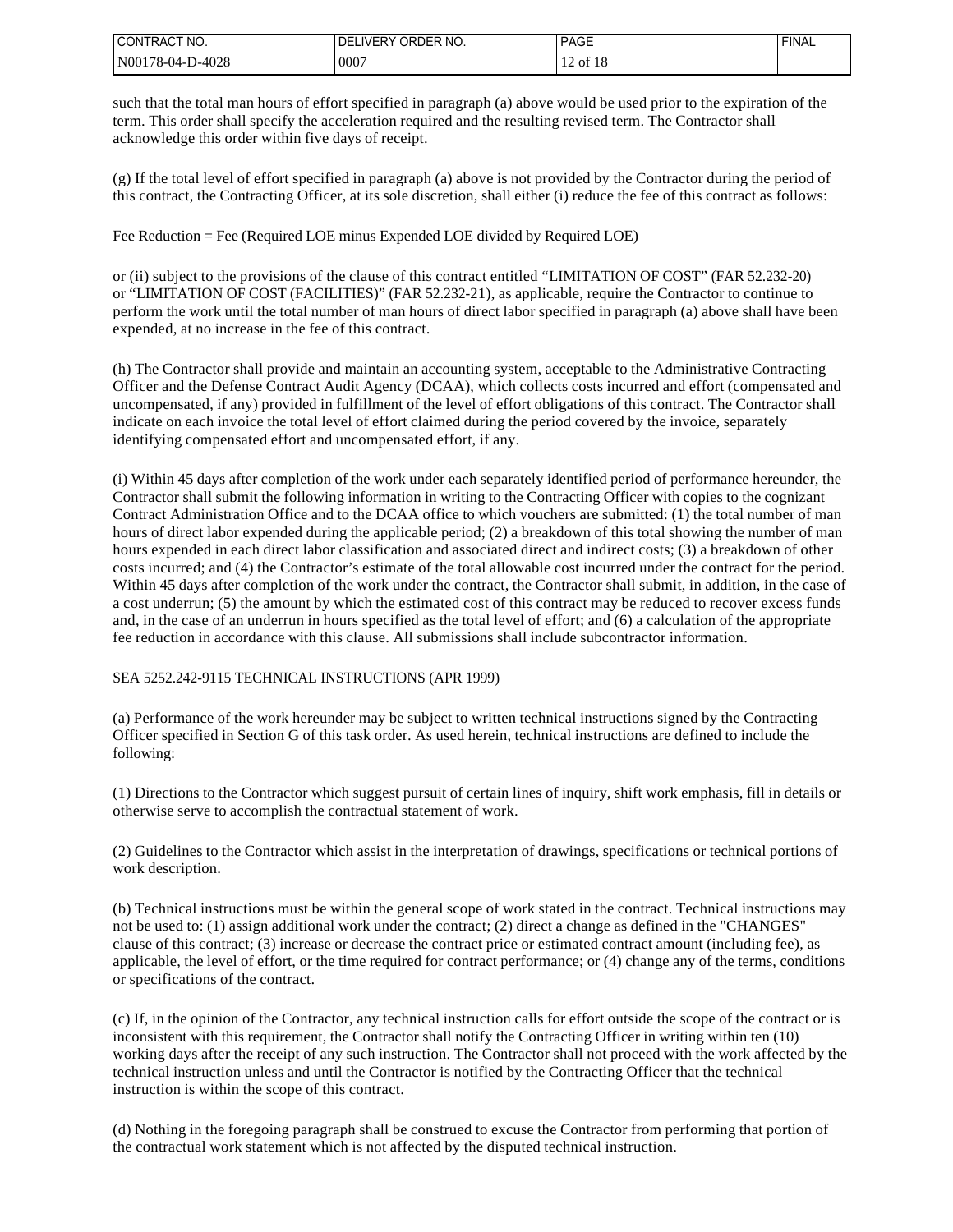such that the total man hours of effort specified in paragraph (a) above would be used prior to the expiration of the term. This order shall specify the acceleration required and the resulting revised term. The Contractor shall acknowledge this order within five days of receipt.

(g) If the total level of effort specified in paragraph (a) above is not provided by the Contractor during the period of this contract, the Contracting Officer, at its sole discretion, shall either (i) reduce the fee of this contract as follows:

Fee Reduction = Fee (Required LOE minus Expended LOE divided by Required LOE)

or (ii) subject to the provisions of the clause of this contract entitled "LIMITATION OF COST" (FAR 52.232-20) or "LIMITATION OF COST (FACILITIES)" (FAR 52.232-21), as applicable, require the Contractor to continue to perform the work until the total number of man hours of direct labor specified in paragraph (a) above shall have been expended, at no increase in the fee of this contract.

(h) The Contractor shall provide and maintain an accounting system, acceptable to the Administrative Contracting Officer and the Defense Contract Audit Agency (DCAA), which collects costs incurred and effort (compensated and uncompensated, if any) provided in fulfillment of the level of effort obligations of this contract. The Contractor shall indicate on each invoice the total level of effort claimed during the period covered by the invoice, separately identifying compensated effort and uncompensated effort, if any.

(i) Within 45 days after completion of the work under each separately identified period of performance hereunder, the Contractor shall submit the following information in writing to the Contracting Officer with copies to the cognizant Contract Administration Office and to the DCAA office to which vouchers are submitted: (1) the total number of man hours of direct labor expended during the applicable period; (2) a breakdown of this total showing the number of man hours expended in each direct labor classification and associated direct and indirect costs; (3) a breakdown of other costs incurred; and (4) the Contractor's estimate of the total allowable cost incurred under the contract for the period. Within 45 days after completion of the work under the contract, the Contractor shall submit, in addition, in the case of a cost underrun; (5) the amount by which the estimated cost of this contract may be reduced to recover excess funds and, in the case of an underrun in hours specified as the total level of effort; and (6) a calculation of the appropriate fee reduction in accordance with this clause. All submissions shall include subcontractor information.

SEA 5252.242-9115 TECHNICAL INSTRUCTIONS (APR 1999)

(a) Performance of the work hereunder may be subject to written technical instructions signed by the Contracting Officer specified in Section G of this task order. As used herein, technical instructions are defined to include the following:

(1) Directions to the Contractor which suggest pursuit of certain lines of inquiry, shift work emphasis, fill in details or otherwise serve to accomplish the contractual statement of work.

(2) Guidelines to the Contractor which assist in the interpretation of drawings, specifications or technical portions of work description.

(b) Technical instructions must be within the general scope of work stated in the contract. Technical instructions may not be used to: (1) assign additional work under the contract; (2) direct a change as defined in the "CHANGES" clause of this contract; (3) increase or decrease the contract price or estimated contract amount (including fee), as applicable, the level of effort, or the time required for contract performance; or (4) change any of the terms, conditions or specifications of the contract.

(c) If, in the opinion of the Contractor, any technical instruction calls for effort outside the scope of the contract or is inconsistent with this requirement, the Contractor shall notify the Contracting Officer in writing within ten (10) working days after the receipt of any such instruction. The Contractor shall not proceed with the work affected by the technical instruction unless and until the Contractor is notified by the Contracting Officer that the technical instruction is within the scope of this contract.

(d) Nothing in the foregoing paragraph shall be construed to excuse the Contractor from performing that portion of the contractual work statement which is not affected by the disputed technical instruction.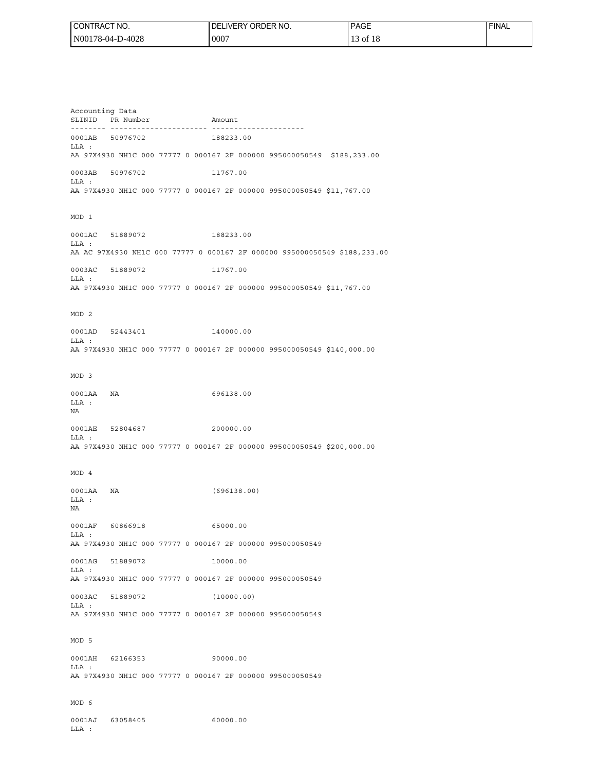Accounting Data

```
SLINID   PR Number              Amount
-------- ---------------------- ---------------------
0001AB   50976702               188233.00
LLA :
AA 97X4930 NH1C 000 77777 0 000167 2F 000000 995000050549  $188,233.00

0003AB   50976702               11767.00
LLA :
AA 97X4930 NH1C 000 77777 0 000167 2F 000000 995000050549 $11,767.00


MOD 1

0001AC   51889072               188233.00
LLA :
AA AC 97X4930 NH1C 000 77777 0 000167 2F 000000 995000050549 $188,233.00

0003AC   51889072               11767.00
LLA :
AA 97X4930 NH1C 000 77777 0 000167 2F 000000 995000050549 $11,767.00


MOD 2

0001AD   52443401               140000.00
LLA :
AA 97X4930 NH1C 000 77777 0 000167 2F 000000 995000050549 $140,000.00


MOD 3

0001AA   NA                     696138.00
LLA :
NA

0001AE   52804687               200000.00
LLA :
AA 97X4930 NH1C 000 77777 0 000167 2F 000000 995000050549 $200,000.00


MOD 4

0001AA   NA                     (696138.00)
LLA :
NA

0001AF   60866918               65000.00
LLA :
AA 97X4930 NH1C 000 77777 0 000167 2F 000000 995000050549

0001AG   51889072               10000.00
LLA :
AA 97X4930 NH1C 000 77777 0 000167 2F 000000 995000050549

0003AC   51889072               (10000.00)
LLA :
AA 97X4930 NH1C 000 77777 0 000167 2F 000000 995000050549


MOD 5

0001AH   62166353               90000.00
LLA :
AA 97X4930 NH1C 000 77777 0 000167 2F 000000 995000050549


MOD 6

0001AJ   63058405               60000.00
LLA :
```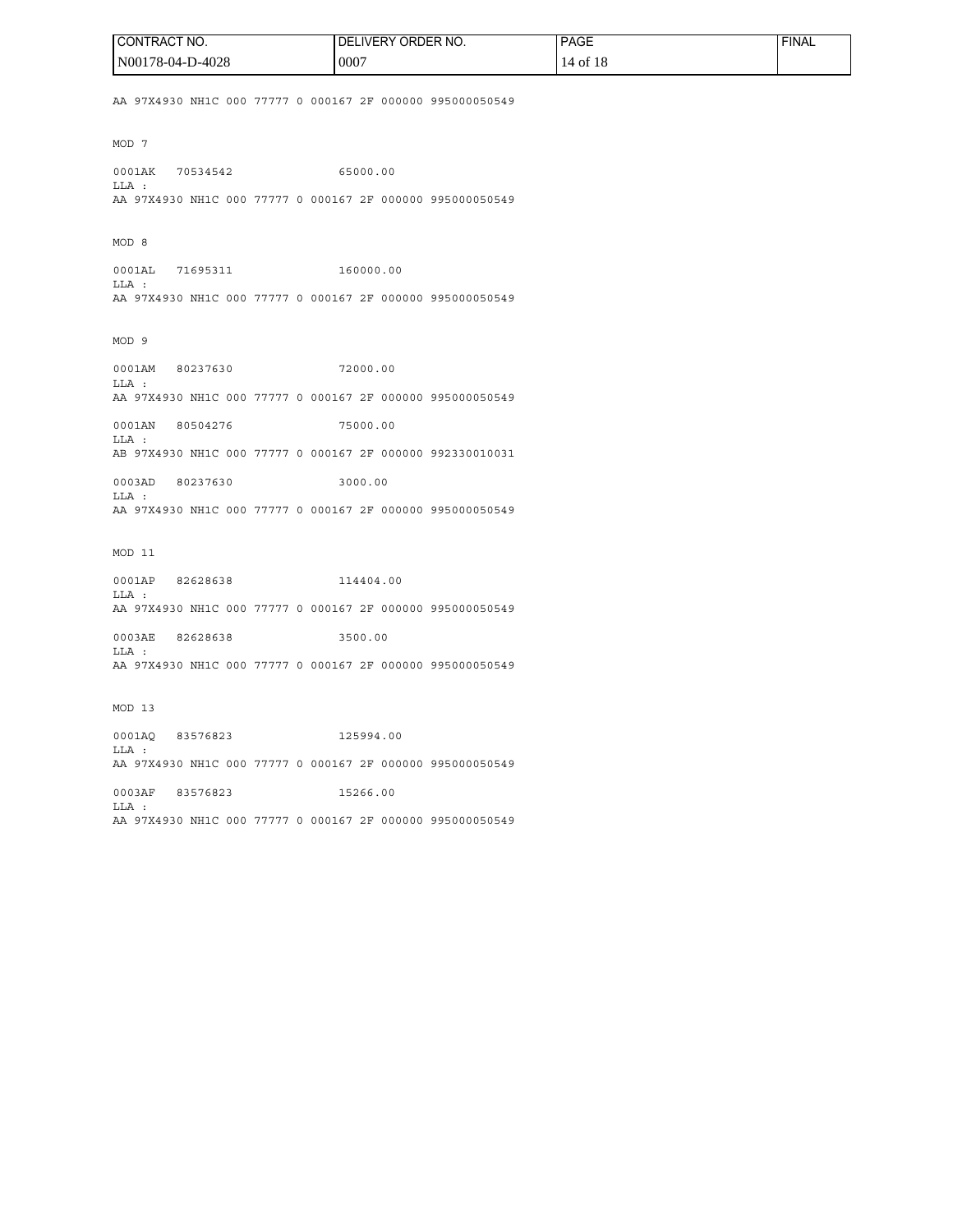AA 97X4930 NH1C 000 77777 0 000167 2F 000000 995000050549

MOD 7

0001AK 70534542 65000.00
LLA :
AA 97X4930 NH1C 000 77777 0 000167 2F 000000 995000050549

MOD 8

0001AL 71695311 160000.00
LLA :
AA 97X4930 NH1C 000 77777 0 000167 2F 000000 995000050549

MOD 9

0001AM 80237630 72000.00
LLA :
AA 97X4930 NH1C 000 77777 0 000167 2F 000000 995000050549

0001AN 80504276 75000.00
LLA :
AB 97X4930 NH1C 000 77777 0 000167 2F 000000 992330010031

0003AD 80237630 3000.00
LLA :
AA 97X4930 NH1C 000 77777 0 000167 2F 000000 995000050549

MOD 11

0001AP 82628638 114404.00
LLA :
AA 97X4930 NH1C 000 77777 0 000167 2F 000000 995000050549

0003AE 82628638 3500.00
LLA :
AA 97X4930 NH1C 000 77777 0 000167 2F 000000 995000050549

MOD 13

0001AQ 83576823 125994.00
LLA :
AA 97X4930 NH1C 000 77777 0 000167 2F 000000 995000050549

0003AF 83576823 15266.00
LLA :
AA 97X4930 NH1C 000 77777 0 000167 2F 000000 995000050549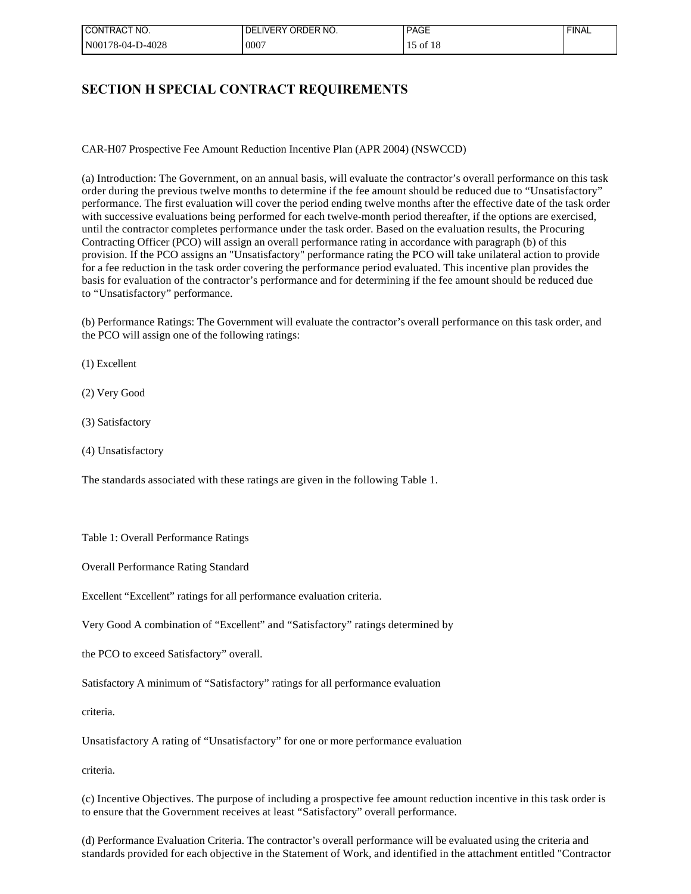## SECTION H SPECIAL CONTRACT REQUIREMENTS

CAR-H07 Prospective Fee Amount Reduction Incentive Plan (APR 2004) (NSWCCD)

(a) Introduction: The Government, on an annual basis, will evaluate the contractor's overall performance on this task order during the previous twelve months to determine if the fee amount should be reduced due to "Unsatisfactory" performance. The first evaluation will cover the period ending twelve months after the effective date of the task order with successive evaluations being performed for each twelve-month period thereafter, if the options are exercised, until the contractor completes performance under the task order. Based on the evaluation results, the Procuring Contracting Officer (PCO) will assign an overall performance rating in accordance with paragraph (b) of this provision. If the PCO assigns an "Unsatisfactory" performance rating the PCO will take unilateral action to provide for a fee reduction in the task order covering the performance period evaluated. This incentive plan provides the basis for evaluation of the contractor's performance and for determining if the fee amount should be reduced due to "Unsatisfactory" performance.

(b) Performance Ratings: The Government will evaluate the contractor's overall performance on this task order, and the PCO will assign one of the following ratings:

(1) Excellent

(2) Very Good

(3) Satisfactory

(4) Unsatisfactory

The standards associated with these ratings are given in the following Table 1.

Table 1: Overall Performance Ratings

| Overall Performance Rating | Standard |
|---|---|
| Excellent | "Excellent" ratings for all performance evaluation criteria. |
| Very Good | A combination of "Excellent" and "Satisfactory" ratings determined by the PCO to exceed Satisfactory" overall. |
| Satisfactory | A minimum of "Satisfactory" ratings for all performance evaluation criteria. |
| Unsatisfactory | A rating of "Unsatisfactory" for one or more performance evaluation criteria. |

(c) Incentive Objectives. The purpose of including a prospective fee amount reduction incentive in this task order is to ensure that the Government receives at least "Satisfactory" overall performance.

(d) Performance Evaluation Criteria. The contractor's overall performance will be evaluated using the criteria and standards provided for each objective in the Statement of Work, and identified in the attachment entitled "Contractor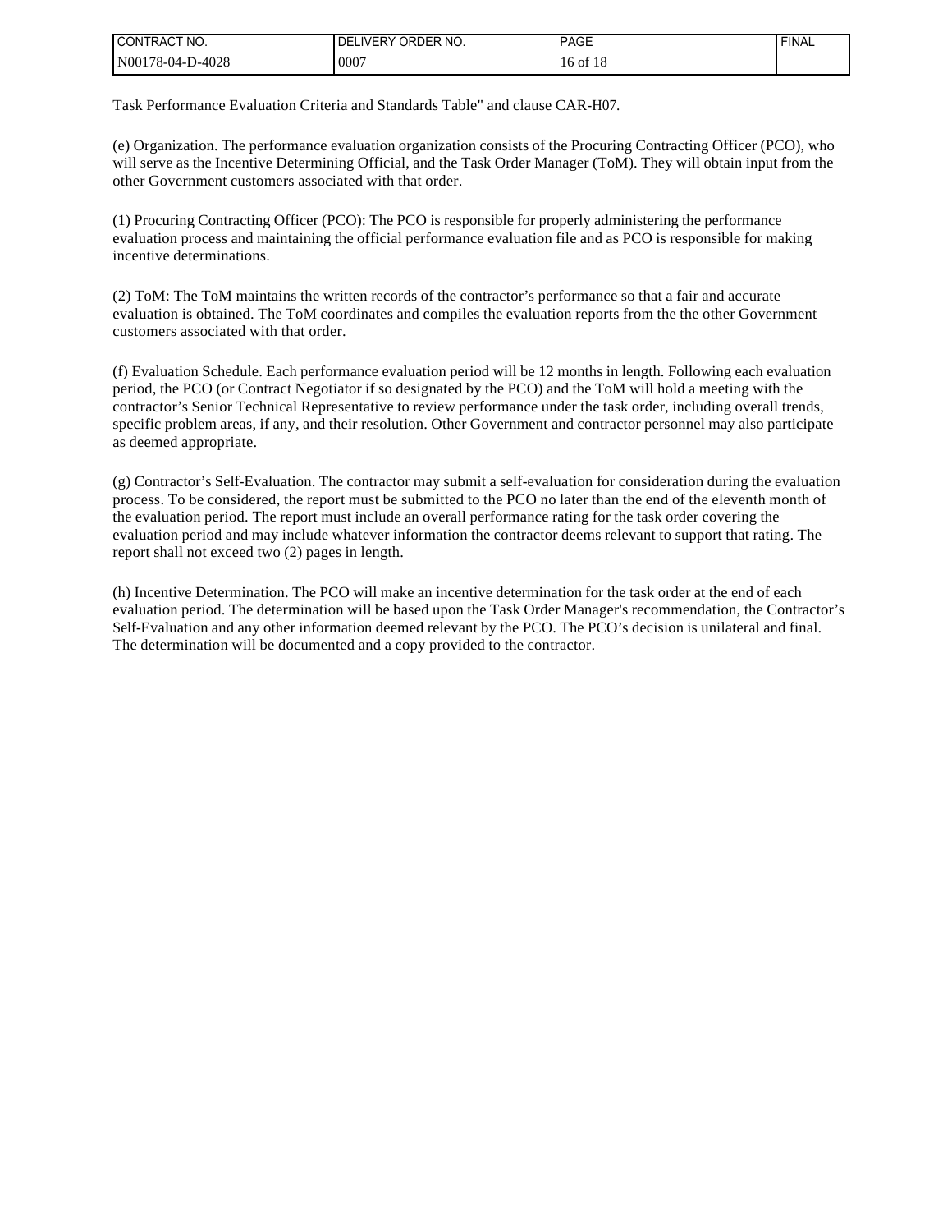Task Performance Evaluation Criteria and Standards Table" and clause CAR-H07.

(e) Organization. The performance evaluation organization consists of the Procuring Contracting Officer (PCO), who will serve as the Incentive Determining Official, and the Task Order Manager (ToM). They will obtain input from the other Government customers associated with that order.

(1) Procuring Contracting Officer (PCO): The PCO is responsible for properly administering the performance evaluation process and maintaining the official performance evaluation file and as PCO is responsible for making incentive determinations.

(2) ToM: The ToM maintains the written records of the contractor's performance so that a fair and accurate evaluation is obtained. The ToM coordinates and compiles the evaluation reports from the the other Government customers associated with that order.

(f) Evaluation Schedule. Each performance evaluation period will be 12 months in length. Following each evaluation period, the PCO (or Contract Negotiator if so designated by the PCO) and the ToM will hold a meeting with the contractor's Senior Technical Representative to review performance under the task order, including overall trends, specific problem areas, if any, and their resolution. Other Government and contractor personnel may also participate as deemed appropriate.

(g) Contractor's Self-Evaluation. The contractor may submit a self-evaluation for consideration during the evaluation process. To be considered, the report must be submitted to the PCO no later than the end of the eleventh month of the evaluation period. The report must include an overall performance rating for the task order covering the evaluation period and may include whatever information the contractor deems relevant to support that rating. The report shall not exceed two (2) pages in length.

(h) Incentive Determination. The PCO will make an incentive determination for the task order at the end of each evaluation period. The determination will be based upon the Task Order Manager's recommendation, the Contractor's Self-Evaluation and any other information deemed relevant by the PCO. The PCO's decision is unilateral and final. The determination will be documented and a copy provided to the contractor.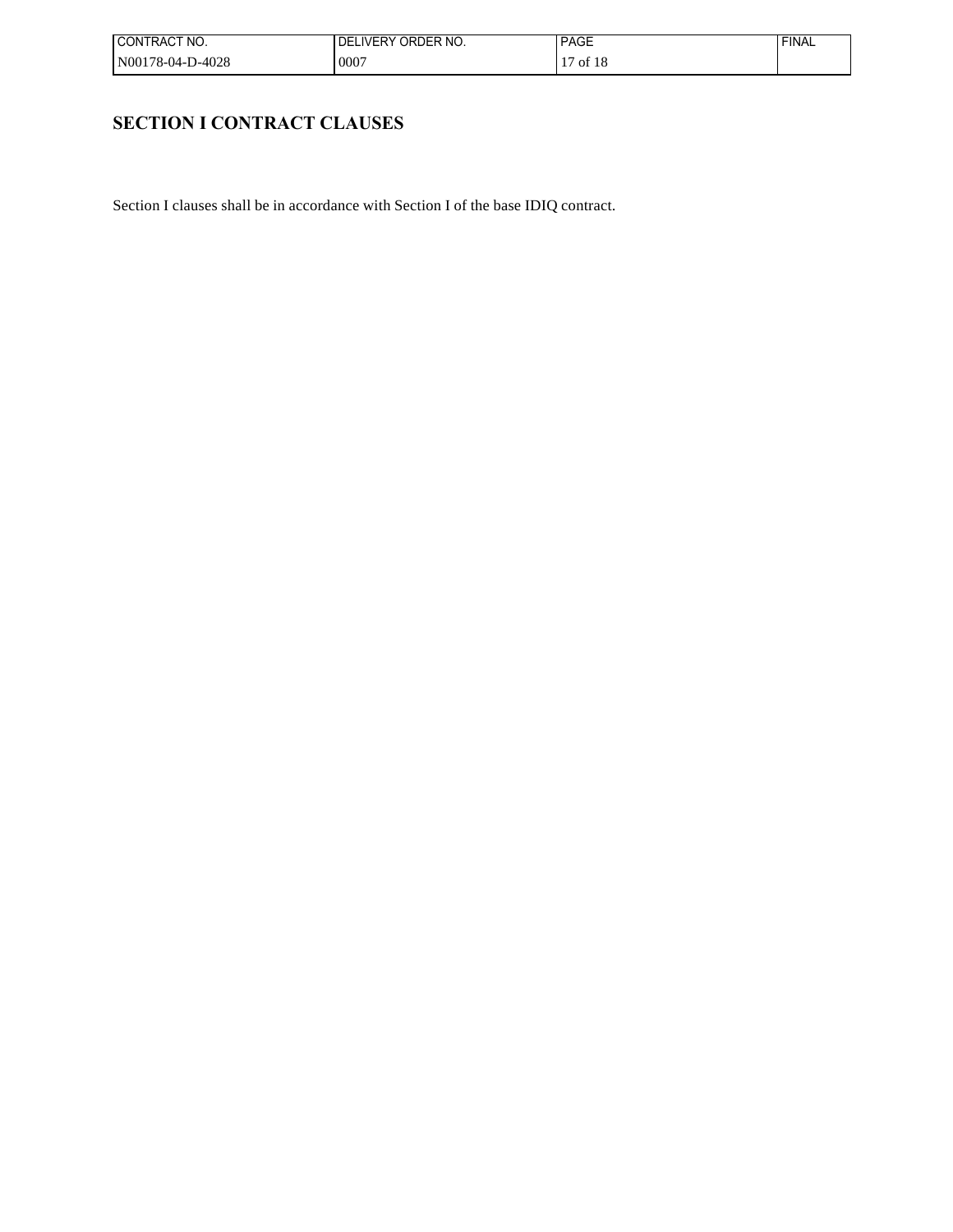# SECTION I CONTRACT CLAUSES

Section I clauses shall be in accordance with Section I of the base IDIQ contract.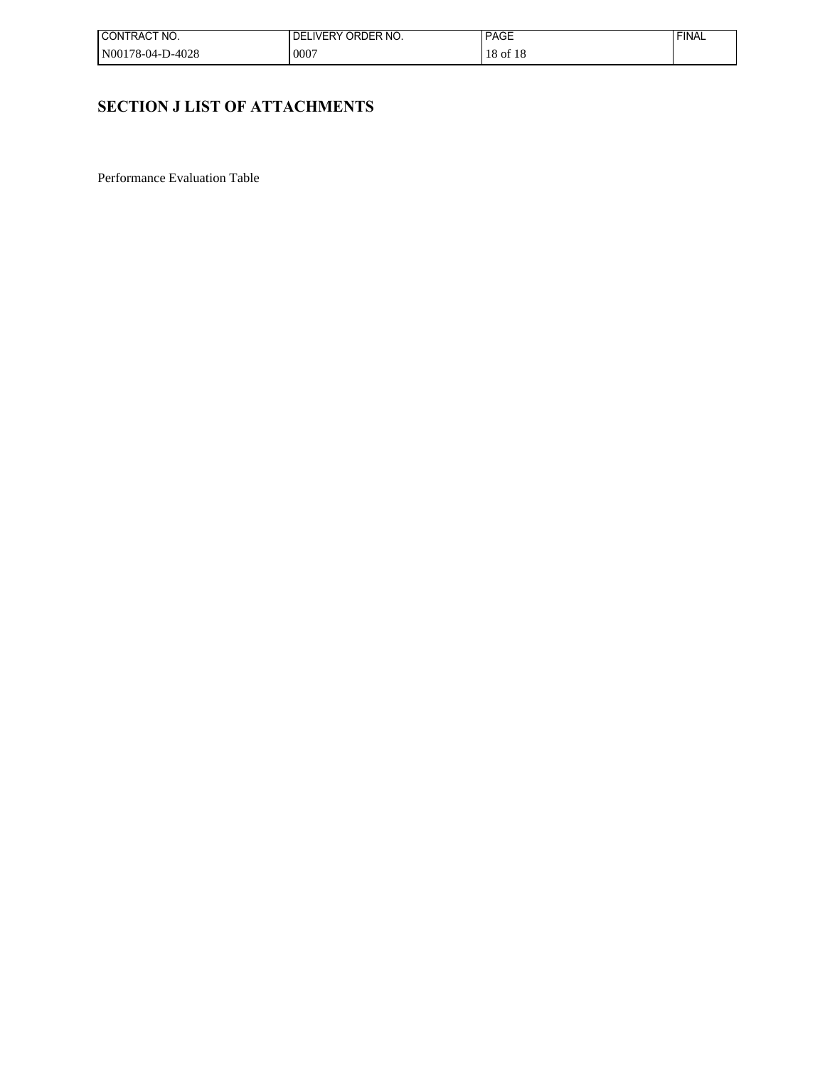## SECTION J LIST OF ATTACHMENTS

Performance Evaluation Table